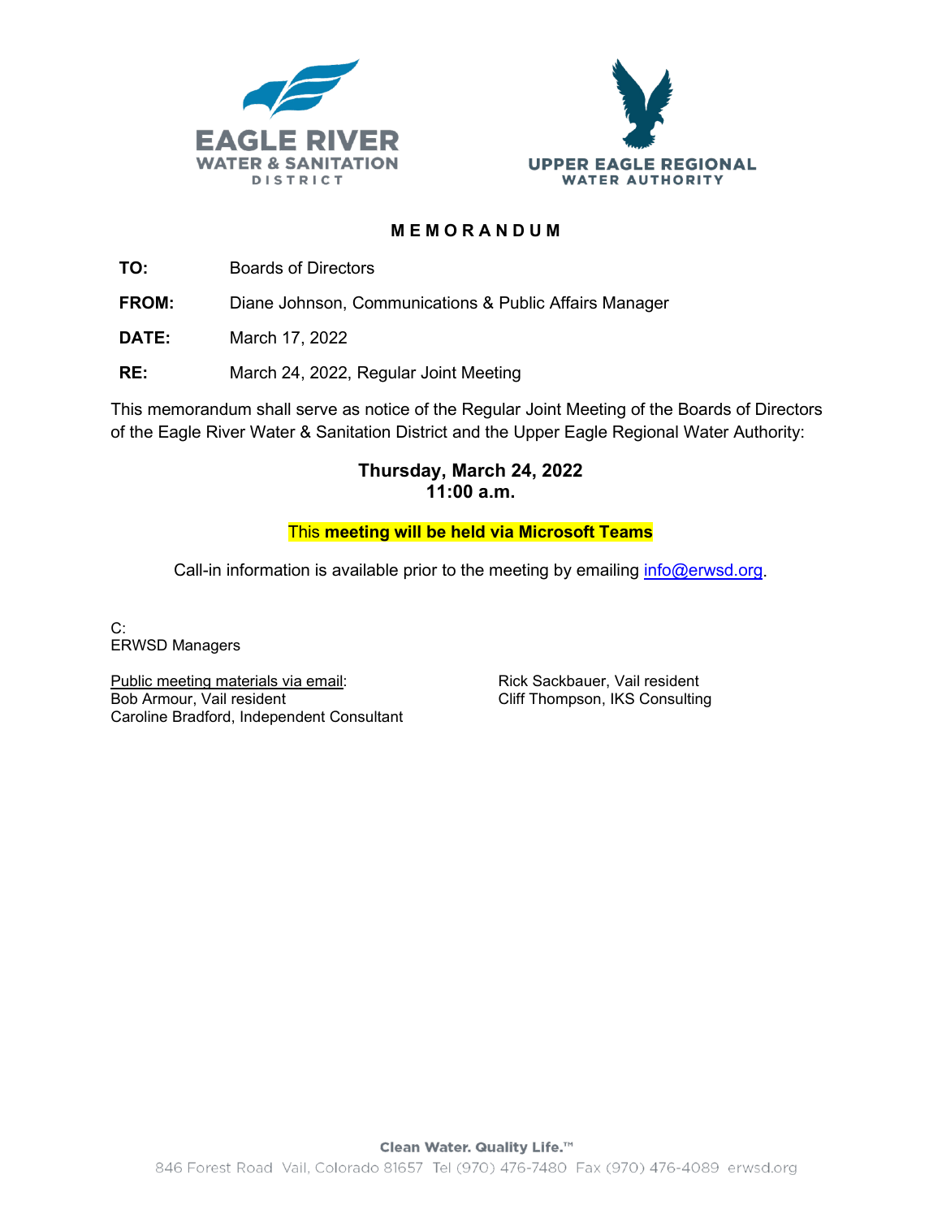EAGLE RIVER
WATER & SANITATION
DISTRICT

UPPER EAGLE REGIONAL
WATER AUTHORITY

# MEMORANDUM

**TO:** Boards of Directors

**FROM:** Diane Johnson, Communications & Public Affairs Manager

**DATE:** March 17, 2022

**RE:** March 24, 2022, Regular Joint Meeting

This memorandum shall serve as notice of the Regular Joint Meeting of the Boards of Directors of the Eagle River Water & Sanitation District and the Upper Eagle Regional Water Authority:

**Thursday, March 24, 2022**
**11:00 a.m.**

This **meeting will be held via Microsoft Teams**

Call-in information is available prior to the meeting by emailing info@erwsd.org.

C:
ERWSD Managers

Public meeting materials via email:
Bob Armour, Vail resident
Caroline Bradford, Independent Consultant
Rick Sackbauer, Vail resident
Cliff Thompson, IKS Consulting

Clean Water. Quality Life.™
846 Forest Road Vail, Colorado 81657 Tel (970) 476-7480 Fax (970) 476-4089 erwsd.org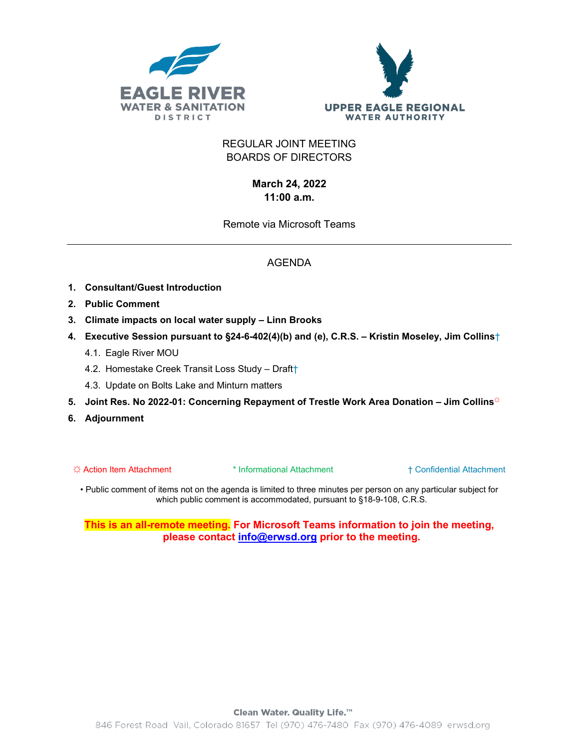EAGLE RIVER WATER & SANITATION DISTRICT

UPPER EAGLE REGIONAL WATER AUTHORITY

REGULAR JOINT MEETING
BOARDS OF DIRECTORS

**March 24, 2022**
**11:00 a.m.**

Remote via Microsoft Teams

---

AGENDA

1. **Consultant/Guest Introduction**
2. **Public Comment**
3. **Climate impacts on local water supply – Linn Brooks**
4. **Executive Session pursuant to §24-6-402(4)(b) and (e), C.R.S. – Kristin Moseley, Jim Collins**†
   - 4.1. Eagle River MOU
   - 4.2. Homestake Creek Transit Loss Study – Draft†
   - 4.3. Update on Bolts Lake and Minturn matters
5. **Joint Res. No 2022-01: Concerning Repayment of Trestle Work Area Donation – Jim Collins**☼
6. **Adjournment**

☼ Action Item Attachment   * Informational Attachment   † Confidential Attachment

• Public comment of items not on the agenda is limited to three minutes per person on any particular subject for which public comment is accommodated, pursuant to §18-9-108, C.R.S.

**This is an all-remote meeting. For Microsoft Teams information to join the meeting, please contact info@erwsd.org prior to the meeting.**

Clean Water. Quality Life.™

846 Forest Road Vail, Colorado 81657 Tel (970) 476-7480 Fax (970) 476-4089 erwsd.org